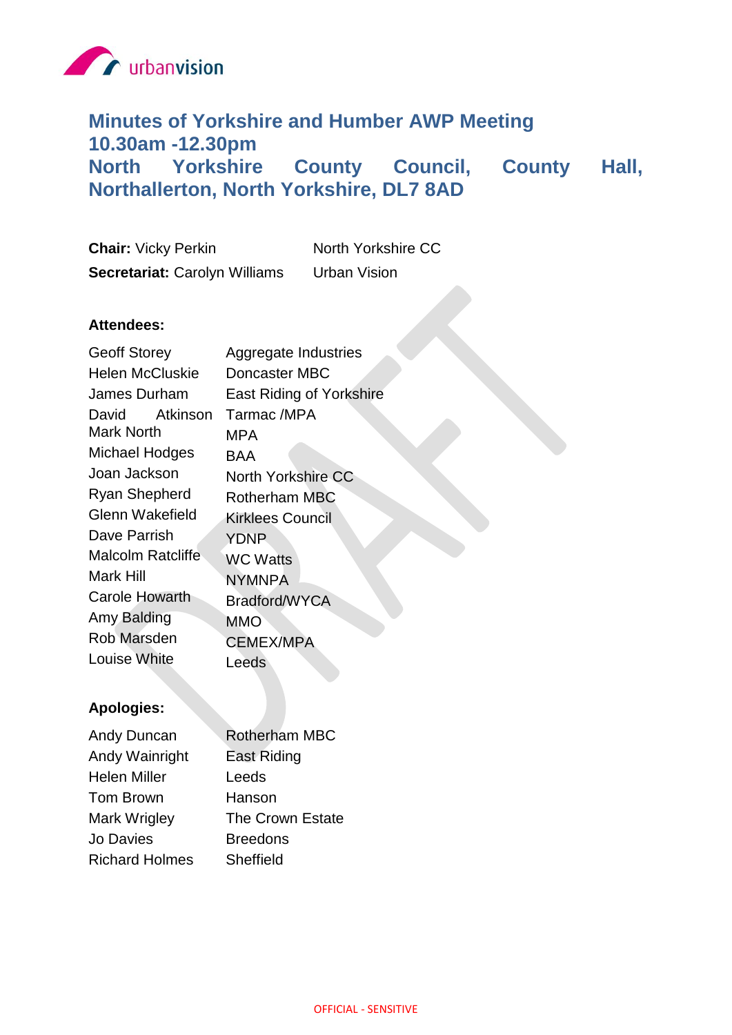urbanvision

# Minutes of Yorkshire and Humber AWP Meeting 10.30am -12.30pm North Yorkshire County Council, County Hall, Northallerton, North Yorkshire, DL7 8AD

**Chair:** Vicky Perkin — North Yorkshire CC
**Secretariat:** Carolyn Williams — Urban Vision

**Attendees:**

| | |
|---|---|
| Geoff Storey | Aggregate Industries |
| Helen McCluskie | Doncaster MBC |
| James Durham | East Riding of Yorkshire |
| David Atkinson | Tarmac /MPA |
| Mark North | MPA |
| Michael Hodges | BAA |
| Joan Jackson | North Yorkshire CC |
| Ryan Shepherd | Rotherham MBC |
| Glenn Wakefield | Kirklees Council |
| Dave Parrish | YDNP |
| Malcolm Ratcliffe | WC Watts |
| Mark Hill | NYMNPA |
| Carole Howarth | Bradford/WYCA |
| Amy Balding | MMO |
| Rob Marsden | CEMEX/MPA |
| Louise White | Leeds |

**Apologies:**

| | |
|---|---|
| Andy Duncan | Rotherham MBC |
| Andy Wainright | East Riding |
| Helen Miller | Leeds |
| Tom Brown | Hanson |
| Mark Wrigley | The Crown Estate |
| Jo Davies | Breedons |
| Richard Holmes | Sheffield |

OFFICIAL - SENSITIVE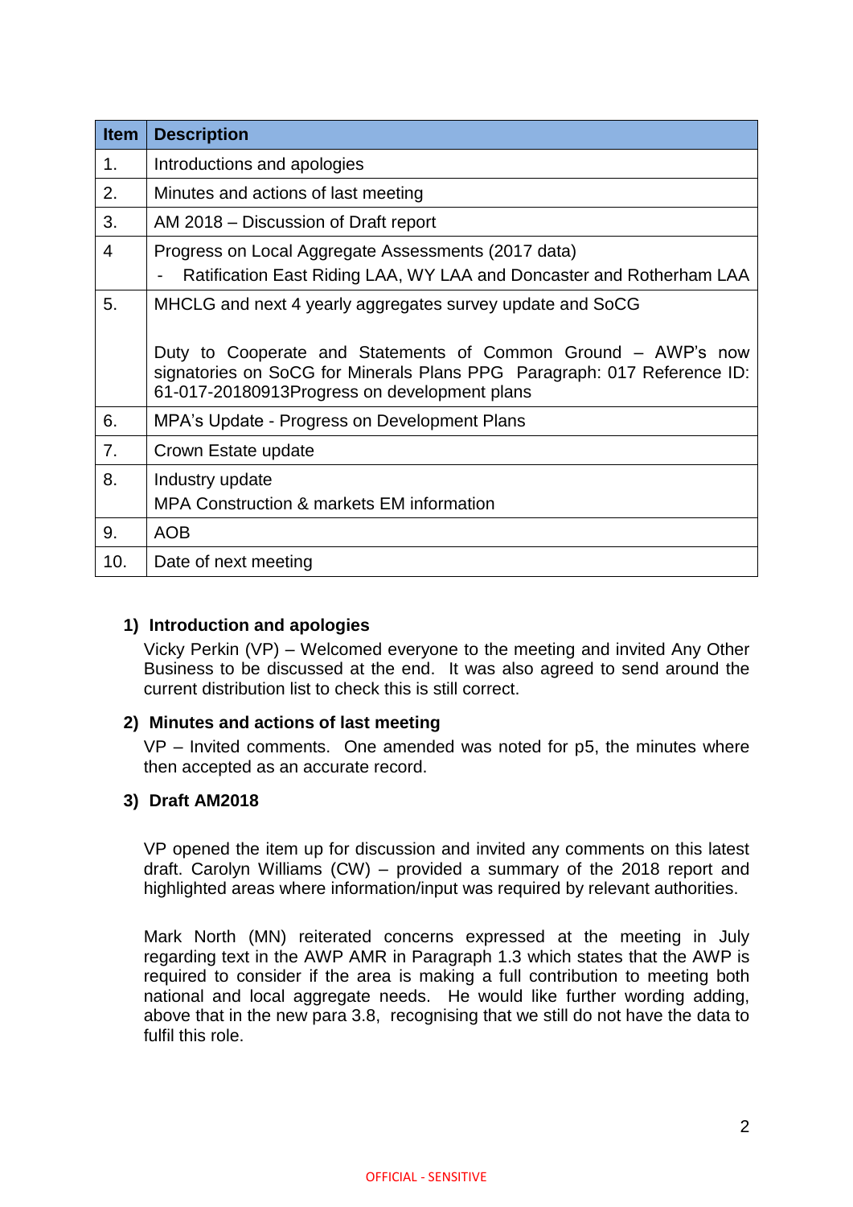| Item | Description |
| --- | --- |
| 1. | Introductions and apologies |
| 2. | Minutes and actions of last meeting |
| 3. | AM 2018 – Discussion of Draft report |
| 4 | Progress on Local Aggregate Assessments (2017 data)<br>- Ratification East Riding LAA, WY LAA and Doncaster and Rotherham LAA |
| 5. | MHCLG and next 4 yearly aggregates survey update and SoCG<br><br>Duty to Cooperate and Statements of Common Ground – AWP's now signatories on SoCG for Minerals Plans PPG Paragraph: 017 Reference ID: 61-017-20180913Progress on development plans |
| 6. | MPA's Update - Progress on Development Plans |
| 7. | Crown Estate update |
| 8. | Industry update<br>MPA Construction & markets EM information |
| 9. | AOB |
| 10. | Date of next meeting |

## 1) Introduction and apologies

Vicky Perkin (VP) – Welcomed everyone to the meeting and invited Any Other Business to be discussed at the end. It was also agreed to send around the current distribution list to check this is still correct.

## 2) Minutes and actions of last meeting

VP – Invited comments. One amended was noted for p5, the minutes where then accepted as an accurate record.

## 3) Draft AM2018

VP opened the item up for discussion and invited any comments on this latest draft. Carolyn Williams (CW) – provided a summary of the 2018 report and highlighted areas where information/input was required by relevant authorities.

Mark North (MN) reiterated concerns expressed at the meeting in July regarding text in the AWP AMR in Paragraph 1.3 which states that the AWP is required to consider if the area is making a full contribution to meeting both national and local aggregate needs. He would like further wording adding, above that in the new para 3.8, recognising that we still do not have the data to fulfil this role.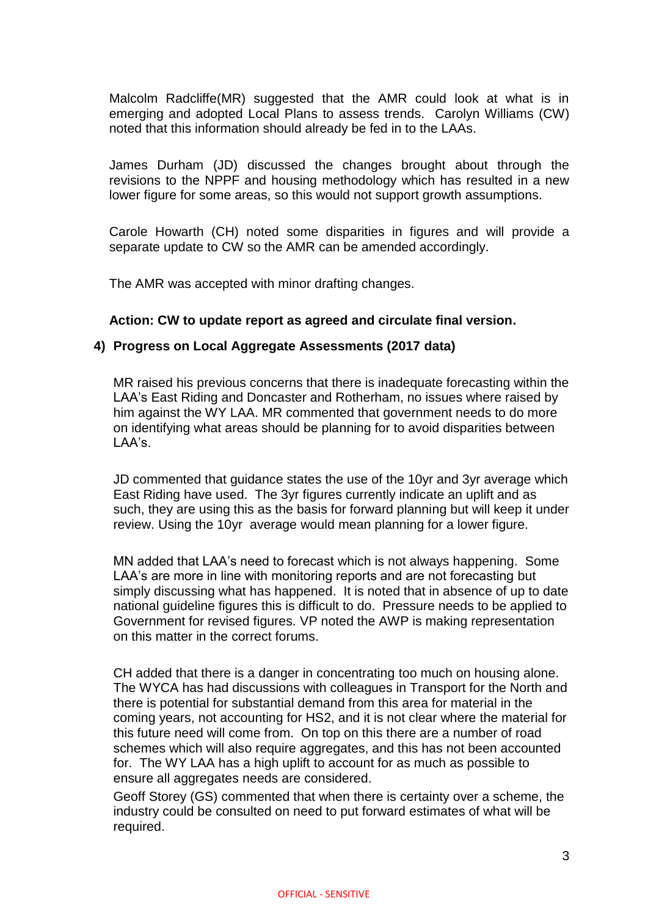Malcolm Radcliffe(MR) suggested that the AMR could look at what is in emerging and adopted Local Plans to assess trends. Carolyn Williams (CW) noted that this information should already be fed in to the LAAs.

James Durham (JD) discussed the changes brought about through the revisions to the NPPF and housing methodology which has resulted in a new lower figure for some areas, so this would not support growth assumptions.

Carole Howarth (CH) noted some disparities in figures and will provide a separate update to CW so the AMR can be amended accordingly.

The AMR was accepted with minor drafting changes.

**Action: CW to update report as agreed and circulate final version.**

**4) Progress on Local Aggregate Assessments (2017 data)**

MR raised his previous concerns that there is inadequate forecasting within the LAA's East Riding and Doncaster and Rotherham, no issues where raised by him against the WY LAA. MR commented that government needs to do more on identifying what areas should be planning for to avoid disparities between LAA's.

JD commented that guidance states the use of the 10yr and 3yr average which East Riding have used. The 3yr figures currently indicate an uplift and as such, they are using this as the basis for forward planning but will keep it under review. Using the 10yr average would mean planning for a lower figure.

MN added that LAA's need to forecast which is not always happening. Some LAA's are more in line with monitoring reports and are not forecasting but simply discussing what has happened. It is noted that in absence of up to date national guideline figures this is difficult to do. Pressure needs to be applied to Government for revised figures. VP noted the AWP is making representation on this matter in the correct forums.

CH added that there is a danger in concentrating too much on housing alone. The WYCA has had discussions with colleagues in Transport for the North and there is potential for substantial demand from this area for material in the coming years, not accounting for HS2, and it is not clear where the material for this future need will come from. On top on this there are a number of road schemes which will also require aggregates, and this has not been accounted for. The WY LAA has a high uplift to account for as much as possible to ensure all aggregates needs are considered.

Geoff Storey (GS) commented that when there is certainty over a scheme, the industry could be consulted on need to put forward estimates of what will be required.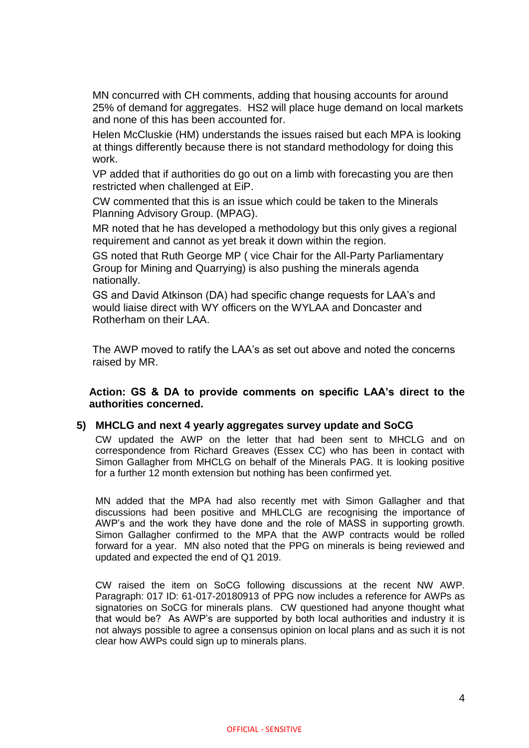MN concurred with CH comments, adding that housing accounts for around 25% of demand for aggregates. HS2 will place huge demand on local markets and none of this has been accounted for.

Helen McCluskie (HM) understands the issues raised but each MPA is looking at things differently because there is not standard methodology for doing this work.

VP added that if authorities do go out on a limb with forecasting you are then restricted when challenged at EiP.

CW commented that this is an issue which could be taken to the Minerals Planning Advisory Group. (MPAG).

MR noted that he has developed a methodology but this only gives a regional requirement and cannot as yet break it down within the region.

GS noted that Ruth George MP ( vice Chair for the All-Party Parliamentary Group for Mining and Quarrying) is also pushing the minerals agenda nationally.

GS and David Atkinson (DA) had specific change requests for LAA's and would liaise direct with WY officers on the WYLAA and Doncaster and Rotherham on their LAA.

The AWP moved to ratify the LAA's as set out above and noted the concerns raised by MR.

**Action: GS & DA to provide comments on specific LAA's direct to the authorities concerned.**

## 5) MHCLG and next 4 yearly aggregates survey update and SoCG

CW updated the AWP on the letter that had been sent to MHCLG and on correspondence from Richard Greaves (Essex CC) who has been in contact with Simon Gallagher from MHCLG on behalf of the Minerals PAG. It is looking positive for a further 12 month extension but nothing has been confirmed yet.

MN added that the MPA had also recently met with Simon Gallagher and that discussions had been positive and MHLCLG are recognising the importance of AWP's and the work they have done and the role of MASS in supporting growth. Simon Gallagher confirmed to the MPA that the AWP contracts would be rolled forward for a year. MN also noted that the PPG on minerals is being reviewed and updated and expected the end of Q1 2019.

CW raised the item on SoCG following discussions at the recent NW AWP. Paragraph: 017 ID: 61-017-20180913 of PPG now includes a reference for AWPs as signatories on SoCG for minerals plans. CW questioned had anyone thought what that would be? As AWP's are supported by both local authorities and industry it is not always possible to agree a consensus opinion on local plans and as such it is not clear how AWPs could sign up to minerals plans.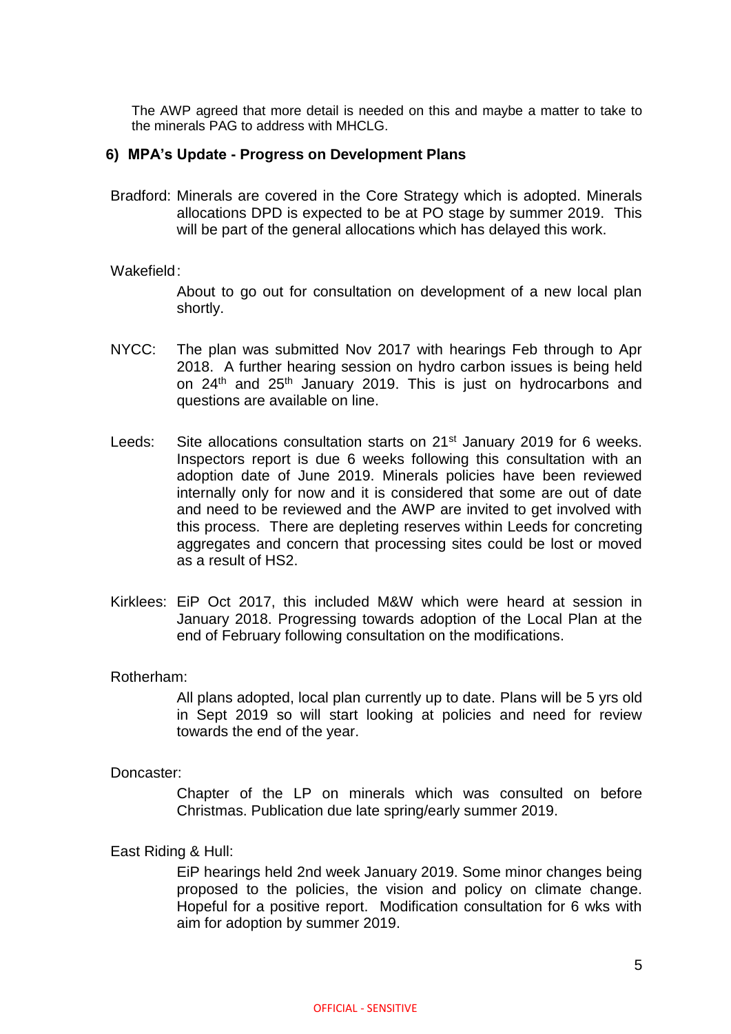The AWP agreed that more detail is needed on this and maybe a matter to take to the minerals PAG to address with MHCLG.

## 6) MPA's Update - Progress on Development Plans

Bradford: Minerals are covered in the Core Strategy which is adopted. Minerals allocations DPD is expected to be at PO stage by summer 2019. This will be part of the general allocations which has delayed this work.

Wakefield:

About to go out for consultation on development of a new local plan shortly.

NYCC: The plan was submitted Nov 2017 with hearings Feb through to Apr 2018. A further hearing session on hydro carbon issues is being held on 24th and 25th January 2019. This is just on hydrocarbons and questions are available on line.

Leeds: Site allocations consultation starts on 21st January 2019 for 6 weeks. Inspectors report is due 6 weeks following this consultation with an adoption date of June 2019. Minerals policies have been reviewed internally only for now and it is considered that some are out of date and need to be reviewed and the AWP are invited to get involved with this process. There are depleting reserves within Leeds for concreting aggregates and concern that processing sites could be lost or moved as a result of HS2.

Kirklees: EiP Oct 2017, this included M&W which were heard at session in January 2018. Progressing towards adoption of the Local Plan at the end of February following consultation on the modifications.

Rotherham:

All plans adopted, local plan currently up to date. Plans will be 5 yrs old in Sept 2019 so will start looking at policies and need for review towards the end of the year.

Doncaster:

Chapter of the LP on minerals which was consulted on before Christmas. Publication due late spring/early summer 2019.

East Riding & Hull:

EiP hearings held 2nd week January 2019. Some minor changes being proposed to the policies, the vision and policy on climate change. Hopeful for a positive report. Modification consultation for 6 wks with aim for adoption by summer 2019.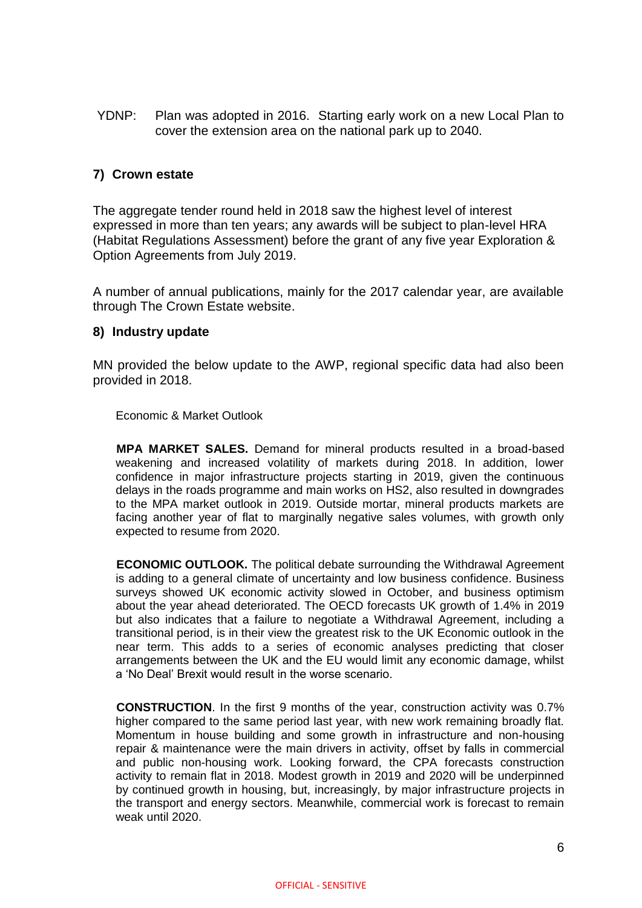YDNP: Plan was adopted in 2016. Starting early work on a new Local Plan to cover the extension area on the national park up to 2040.

### 7) Crown estate

The aggregate tender round held in 2018 saw the highest level of interest expressed in more than ten years; any awards will be subject to plan-level HRA (Habitat Regulations Assessment) before the grant of any five year Exploration & Option Agreements from July 2019.

A number of annual publications, mainly for the 2017 calendar year, are available through The Crown Estate website.

### 8) Industry update

MN provided the below update to the AWP, regional specific data had also been provided in 2018.

Economic & Market Outlook

**MPA MARKET SALES.** Demand for mineral products resulted in a broad-based weakening and increased volatility of markets during 2018. In addition, lower confidence in major infrastructure projects starting in 2019, given the continuous delays in the roads programme and main works on HS2, also resulted in downgrades to the MPA market outlook in 2019. Outside mortar, mineral products markets are facing another year of flat to marginally negative sales volumes, with growth only expected to resume from 2020.

**ECONOMIC OUTLOOK.** The political debate surrounding the Withdrawal Agreement is adding to a general climate of uncertainty and low business confidence. Business surveys showed UK economic activity slowed in October, and business optimism about the year ahead deteriorated. The OECD forecasts UK growth of 1.4% in 2019 but also indicates that a failure to negotiate a Withdrawal Agreement, including a transitional period, is in their view the greatest risk to the UK Economic outlook in the near term. This adds to a series of economic analyses predicting that closer arrangements between the UK and the EU would limit any economic damage, whilst a 'No Deal' Brexit would result in the worse scenario.

**CONSTRUCTION**. In the first 9 months of the year, construction activity was 0.7% higher compared to the same period last year, with new work remaining broadly flat. Momentum in house building and some growth in infrastructure and non-housing repair & maintenance were the main drivers in activity, offset by falls in commercial and public non-housing work. Looking forward, the CPA forecasts construction activity to remain flat in 2018. Modest growth in 2019 and 2020 will be underpinned by continued growth in housing, but, increasingly, by major infrastructure projects in the transport and energy sectors. Meanwhile, commercial work is forecast to remain weak until 2020.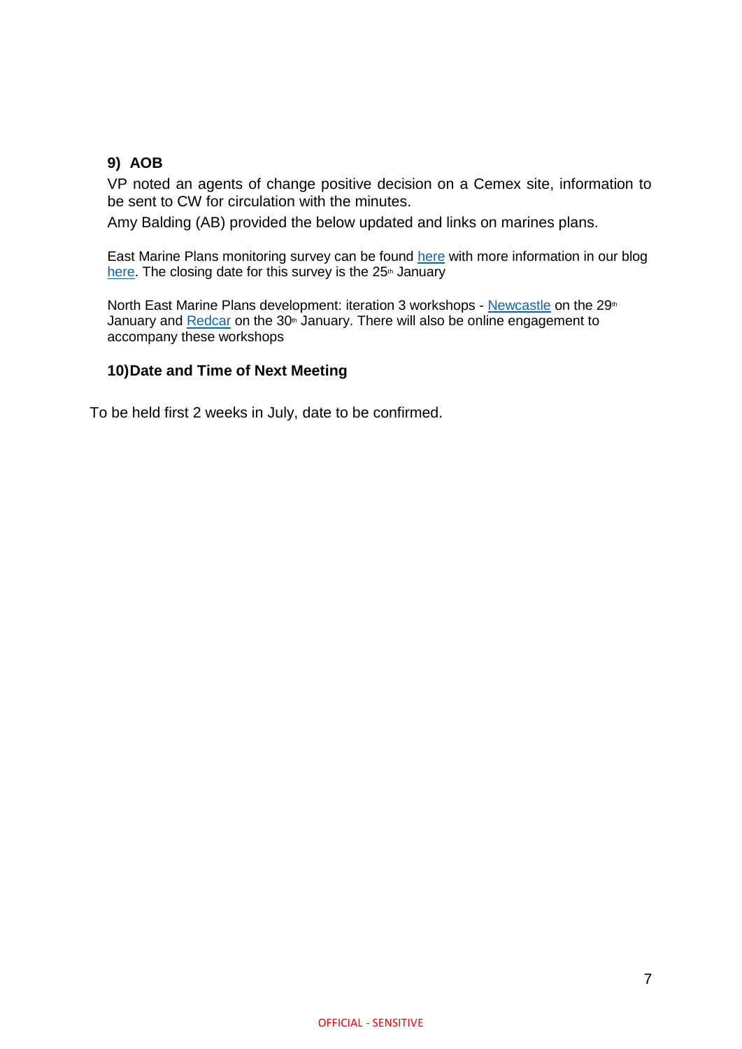## 9) AOB

VP noted an agents of change positive decision on a Cemex site, information to be sent to CW for circulation with the minutes.

Amy Balding (AB) provided the below updated and links on marines plans.

East Marine Plans monitoring survey can be found here with more information in our blog here. The closing date for this survey is the 25th January

North East Marine Plans development: iteration 3 workshops - Newcastle on the 29th January and Redcar on the 30th January. There will also be online engagement to accompany these workshops

## 10) Date and Time of Next Meeting

To be held first 2 weeks in July, date to be confirmed.

OFFICIAL - SENSITIVE